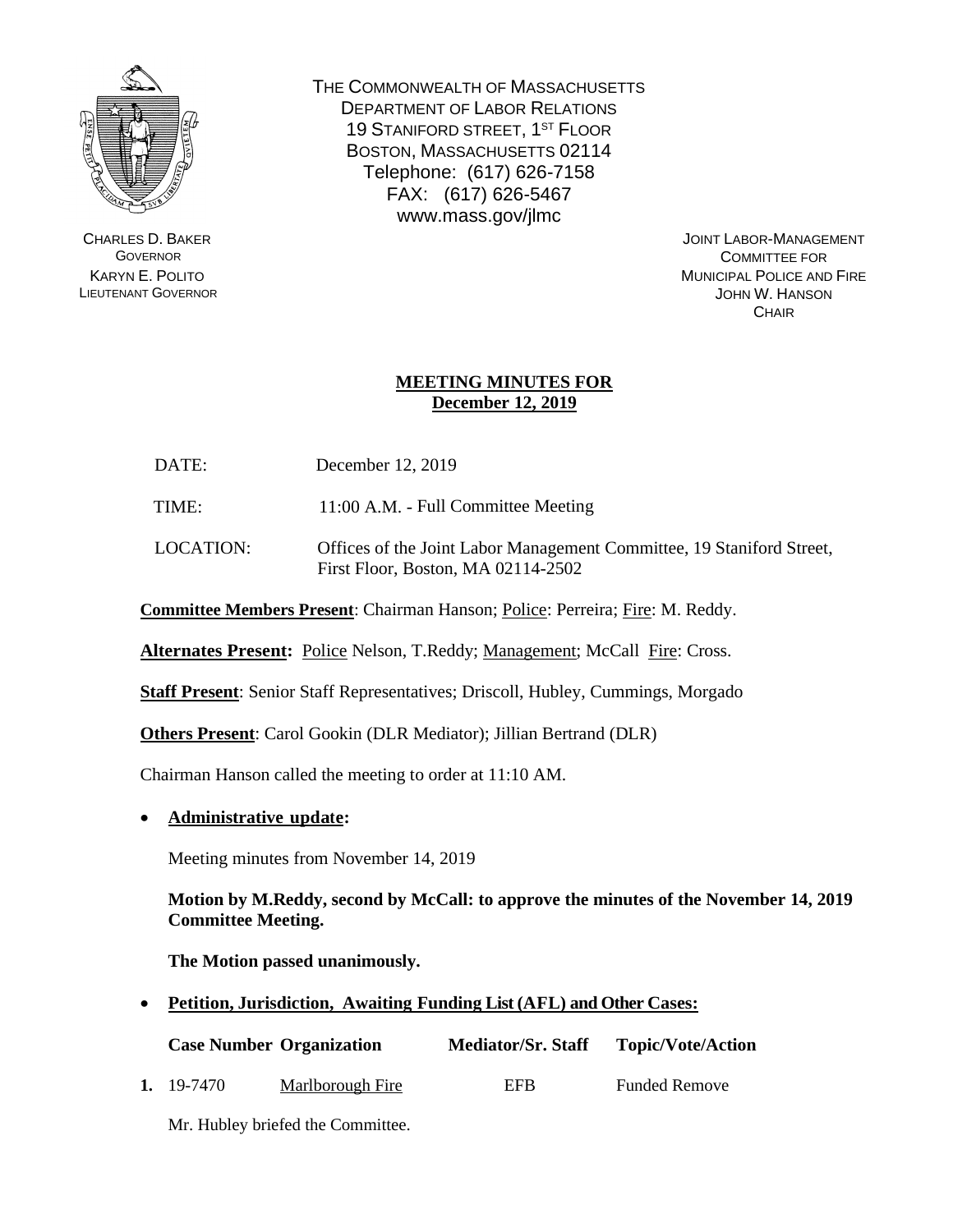THE COMMONWEALTH OF MASSACHUSETTS
DEPARTMENT OF LABOR RELATIONS
19 STANIFORD STREET, 1ST FLOOR
BOSTON, MASSACHUSETTS 02114
Telephone: (617) 626-7158
FAX: (617) 626-5467
www.mass.gov/jlmc

CHARLES D. BAKER
GOVERNOR
KARYN E. POLITO
LIEUTENANT GOVERNOR

JOINT LABOR-MANAGEMENT
COMMITTEE FOR
MUNICIPAL POLICE AND FIRE
JOHN W. HANSON
CHAIR

## MEETING MINUTES FOR December 12, 2019

DATE: December 12, 2019

TIME: 11:00 A.M. - Full Committee Meeting

LOCATION: Offices of the Joint Labor Management Committee, 19 Staniford Street, First Floor, Boston, MA 02114-2502

**Committee Members Present**: Chairman Hanson; Police: Perreira; Fire: M. Reddy.

**Alternates Present:** Police Nelson, T.Reddy; Management; McCall Fire: Cross.

**Staff Present**: Senior Staff Representatives; Driscoll, Hubley, Cummings, Morgado

**Others Present**: Carol Gookin (DLR Mediator); Jillian Bertrand (DLR)

Chairman Hanson called the meeting to order at 11:10 AM.

- **Administrative update:**

  Meeting minutes from November 14, 2019

  **Motion by M.Reddy, second by McCall: to approve the minutes of the November 14, 2019 Committee Meeting.**

  **The Motion passed unanimously.**

- **Petition, Jurisdiction, Awaiting Funding List (AFL) and Other Cases:**

| | Case Number | Organization | Mediator/Sr. Staff | Topic/Vote/Action |
|---|---|---|---|---|
| 1. | 19-7470 | Marlborough Fire | EFB | Funded Remove |

Mr. Hubley briefed the Committee.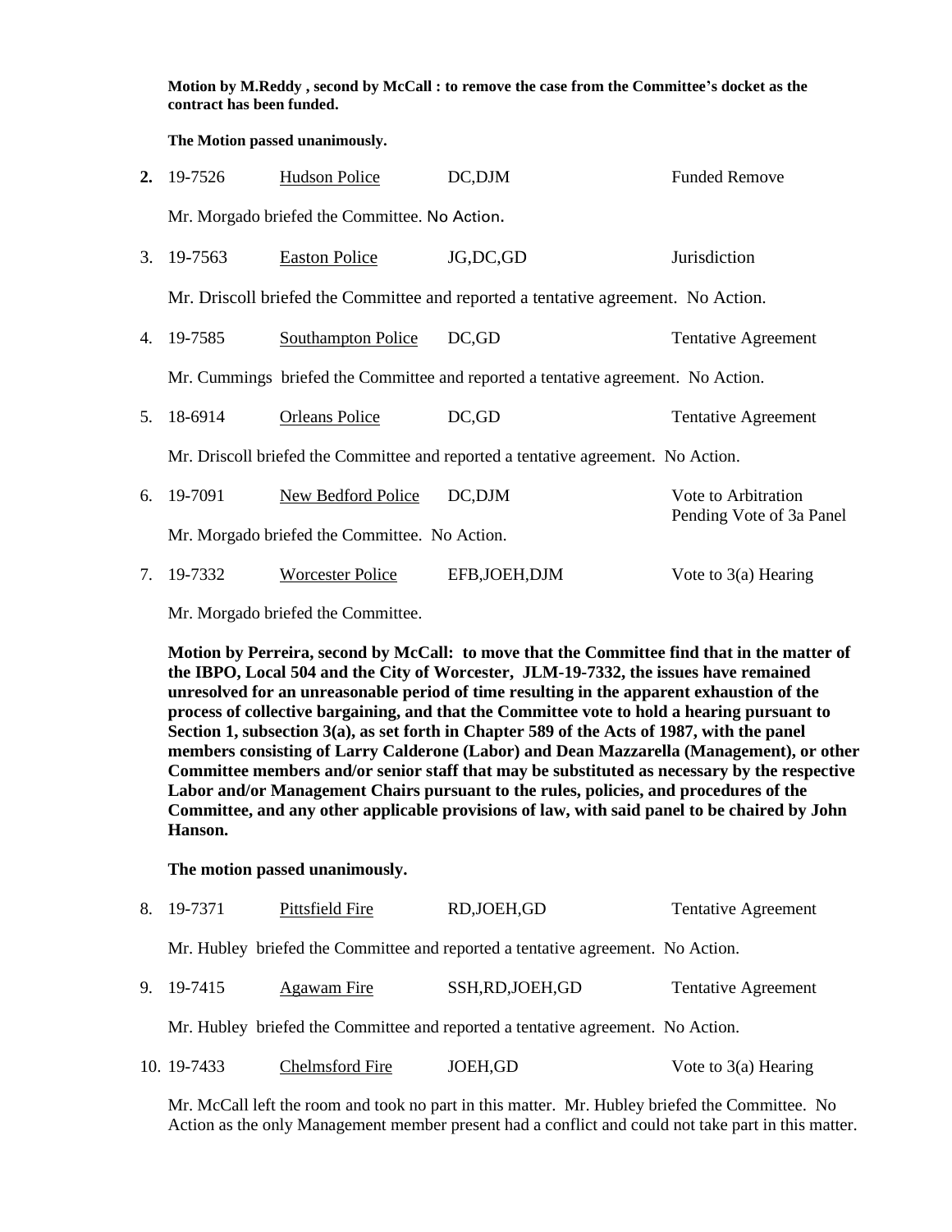**Motion by M.Reddy , second by McCall : to remove the case from the Committee's docket as the contract has been funded.**

**The Motion passed unanimously.**

**2.** 19-7526 Hudson Police DC,DJM Funded Remove

Mr. Morgado briefed the Committee. No Action.

3. 19-7563 Easton Police JG,DC,GD Jurisdiction

Mr. Driscoll briefed the Committee and reported a tentative agreement. No Action.

4. 19-7585 Southampton Police DC,GD Tentative Agreement

Mr. Cummings briefed the Committee and reported a tentative agreement. No Action.

5. 18-6914 Orleans Police DC,GD Tentative Agreement

Mr. Driscoll briefed the Committee and reported a tentative agreement. No Action.

6. 19-7091 New Bedford Police DC,DJM Vote to Arbitration Pending Vote of 3a Panel

Mr. Morgado briefed the Committee. No Action.

7. 19-7332 Worcester Police EFB,JOEH,DJM Vote to 3(a) Hearing

Mr. Morgado briefed the Committee.

**Motion by Perreira, second by McCall: to move that the Committee find that in the matter of the IBPO, Local 504 and the City of Worcester, JLM-19-7332, the issues have remained unresolved for an unreasonable period of time resulting in the apparent exhaustion of the process of collective bargaining, and that the Committee vote to hold a hearing pursuant to Section 1, subsection 3(a), as set forth in Chapter 589 of the Acts of 1987, with the panel members consisting of Larry Calderone (Labor) and Dean Mazzarella (Management), or other Committee members and/or senior staff that may be substituted as necessary by the respective Labor and/or Management Chairs pursuant to the rules, policies, and procedures of the Committee, and any other applicable provisions of law, with said panel to be chaired by John Hanson.**

**The motion passed unanimously.**

8. 19-7371 Pittsfield Fire RD,JOEH,GD Tentative Agreement

Mr. Hubley briefed the Committee and reported a tentative agreement. No Action.

9. 19-7415 Agawam Fire SSH,RD,JOEH,GD Tentative Agreement

Mr. Hubley briefed the Committee and reported a tentative agreement. No Action.

10. 19-7433 Chelmsford Fire JOEH,GD Vote to 3(a) Hearing

Mr. McCall left the room and took no part in this matter. Mr. Hubley briefed the Committee. No Action as the only Management member present had a conflict and could not take part in this matter.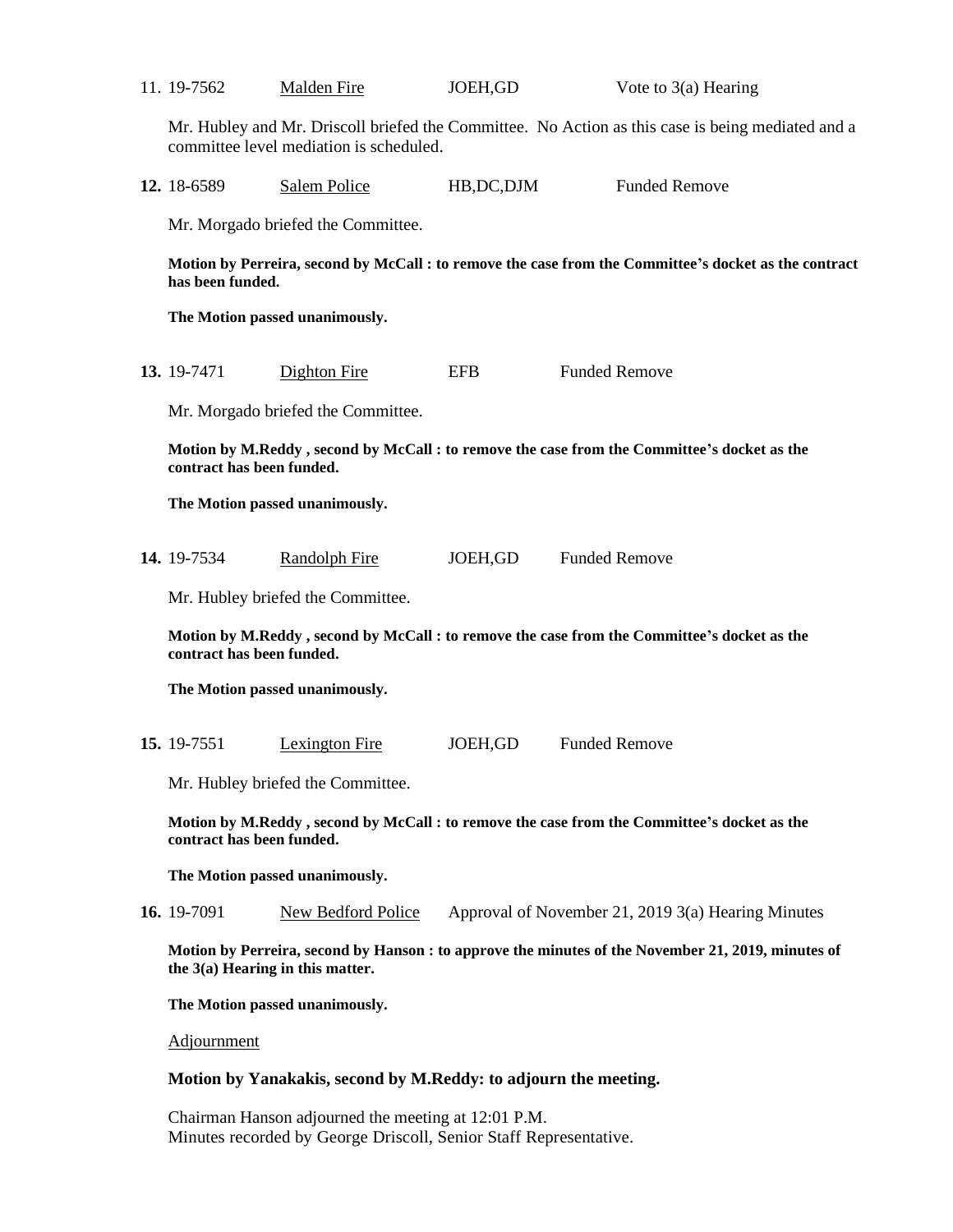11. 19-7562 Malden Fire JOEH,GD Vote to 3(a) Hearing

Mr. Hubley and Mr. Driscoll briefed the Committee. No Action as this case is being mediated and a committee level mediation is scheduled.

**12.** 18-6589 Salem Police HB,DC,DJM Funded Remove

Mr. Morgado briefed the Committee.

**Motion by Perreira, second by McCall : to remove the case from the Committee's docket as the contract has been funded.**

**The Motion passed unanimously.**

**13.** 19-7471 Dighton Fire EFB Funded Remove

Mr. Morgado briefed the Committee.

**Motion by M.Reddy , second by McCall : to remove the case from the Committee's docket as the contract has been funded.**

**The Motion passed unanimously.**

**14.** 19-7534 Randolph Fire JOEH,GD Funded Remove

Mr. Hubley briefed the Committee.

**Motion by M.Reddy , second by McCall : to remove the case from the Committee's docket as the contract has been funded.**

**The Motion passed unanimously.**

**15.** 19-7551 Lexington Fire JOEH,GD Funded Remove

Mr. Hubley briefed the Committee.

**Motion by M.Reddy , second by McCall : to remove the case from the Committee's docket as the contract has been funded.**

**The Motion passed unanimously.**

**16.** 19-7091 New Bedford Police Approval of November 21, 2019 3(a) Hearing Minutes

**Motion by Perreira, second by Hanson : to approve the minutes of the November 21, 2019, minutes of the 3(a) Hearing in this matter.**

**The Motion passed unanimously.**

Adjournment

**Motion by Yanakakis, second by M.Reddy: to adjourn the meeting.**

Chairman Hanson adjourned the meeting at 12:01 P.M.
Minutes recorded by George Driscoll, Senior Staff Representative.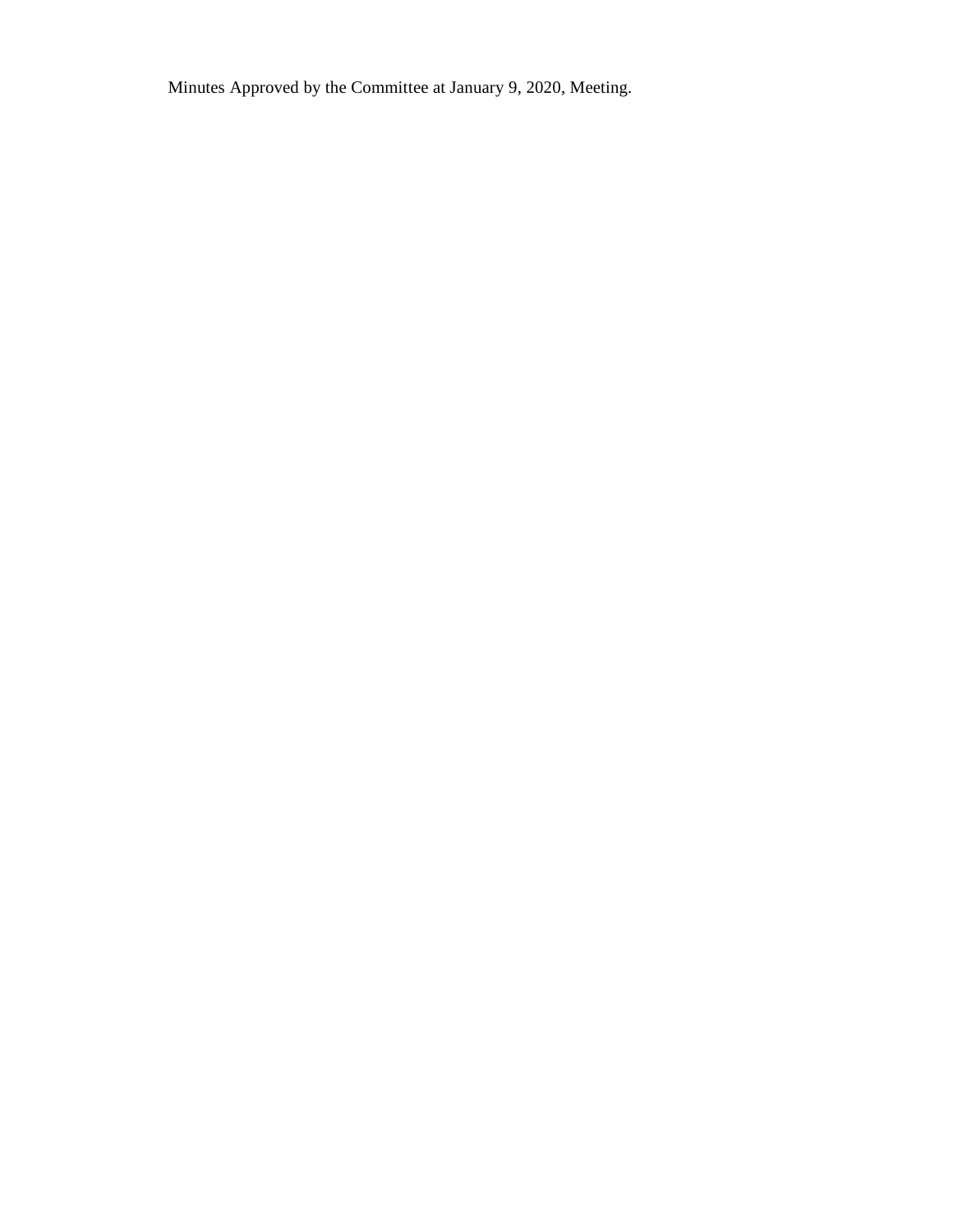Minutes Approved by the Committee at January 9, 2020, Meeting.